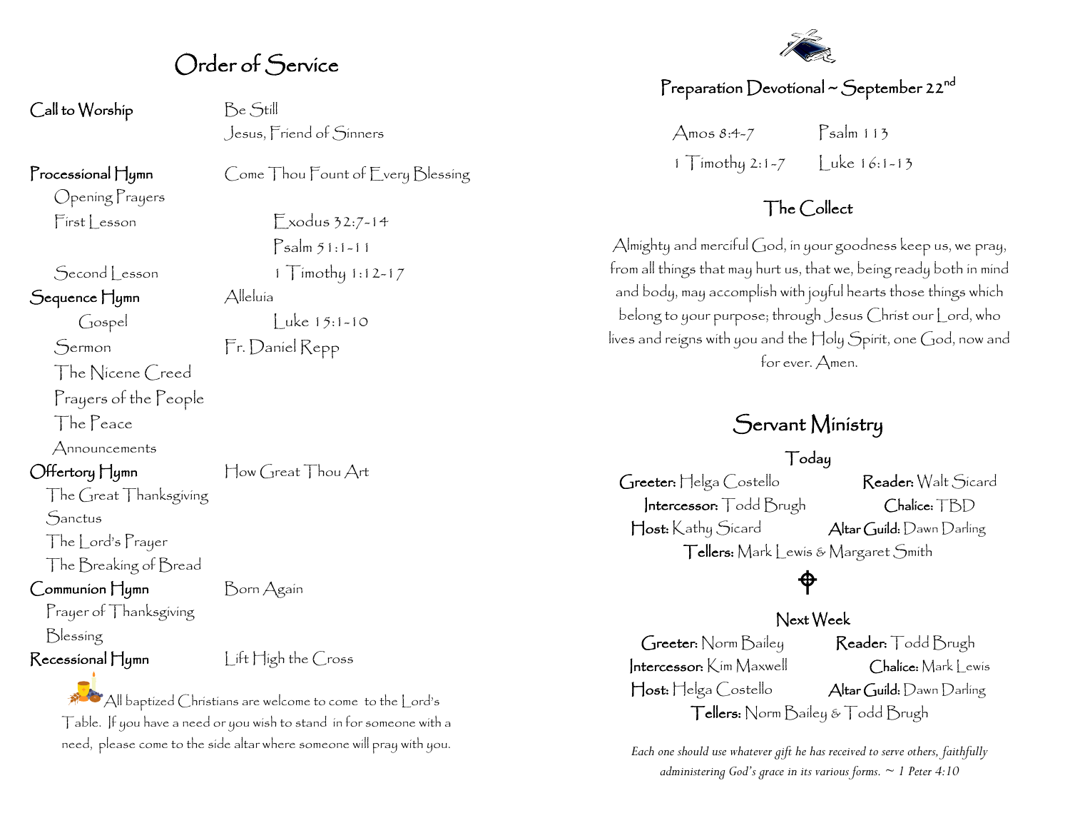# Order of Service

**Call to Worship** Be Still
Jesus, Friend of Sinners

**Processional Hymn** Come Thou Fount of Every Blessing

Opening Prayers

First Lesson Exodus 32:7-14
Psalm 51:1-11

Second Lesson 1 Timothy 1:12-17

**Sequence Hymn** Alleluia

Gospel Luke 15:1-10

Sermon Fr. Daniel Repp

The Nicene Creed

Prayers of the People

The Peace

Announcements

**Offertory Hymn** How Great Thou Art

The Great Thanksgiving

Sanctus

The Lord's Prayer

The Breaking of Bread

**Communion Hymn** Born Again

Prayer of Thanksgiving

Blessing

**Recessional Hymn** Lift High the Cross

All baptized Christians are welcome to come to the Lord's Table. If you have a need or you wish to stand in for someone with a need, please come to the side altar where someone will pray with you.

## Preparation Devotional ~ September 22nd

Amos 8:4-7 Psalm 113
1 Timothy 2:1-7 Luke 16:1-13

## The Collect

Almighty and merciful God, in your goodness keep us, we pray, from all things that may hurt us, that we, being ready both in mind and body, may accomplish with joyful hearts those things which belong to your purpose; through Jesus Christ our Lord, who lives and reigns with you and the Holy Spirit, one God, now and for ever. Amen.

# Servant Ministry

### Today

**Greeter:** Helga Costello **Reader:** Walt Sicard
**Intercessor:** Todd Brugh **Chalice:** TBD
**Host:** Kathy Sicard **Altar Guild:** Dawn Darling
**Tellers:** Mark Lewis & Margaret Smith

### Next Week

**Greeter:** Norm Bailey **Reader:** Todd Brugh
**Intercessor:** Kim Maxwell **Chalice:** Mark Lewis
**Host:** Helga Costello **Altar Guild:** Dawn Darling
**Tellers:** Norm Bailey & Todd Brugh

*Each one should use whatever gift he has received to serve others, faithfully administering God's grace in its various forms. ~ 1 Peter 4:10*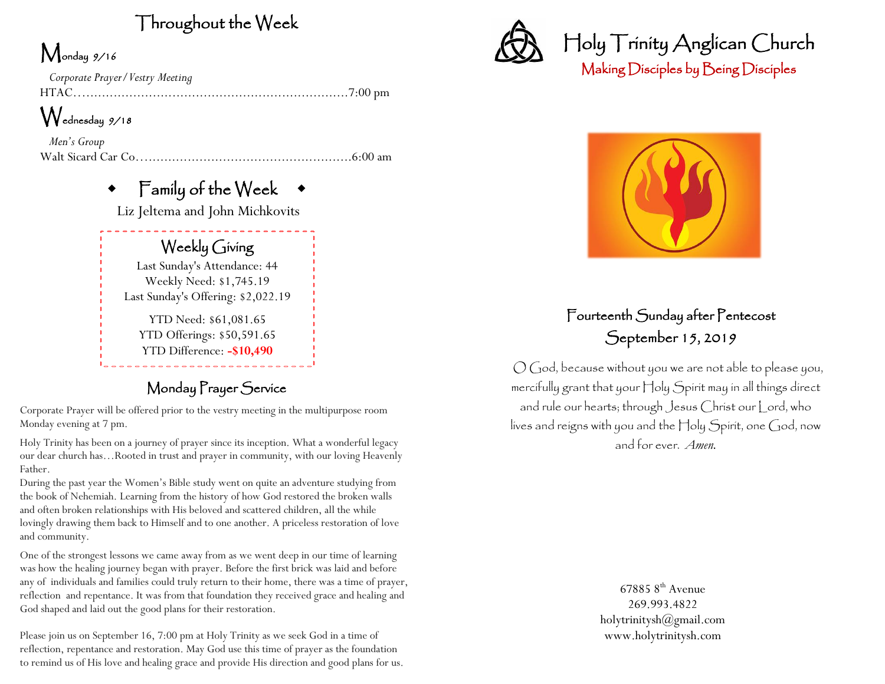# Throughout the Week

## Monday 9/16

*Corporate Prayer/Vestry Meeting*
HTAC……………………………………………………………7:00 pm

## Wednesday 9/18

*Men's Group*
Walt Sicard Car Co………………………………………………6:00 am

## ◆ Family of the Week ◆

Liz Jeltema and John Michkovits

## Weekly Giving

Last Sunday's Attendance: 44
Weekly Need: $1,745.19
Last Sunday's Offering: $2,022.19

YTD Need: $61,081.65
YTD Offerings: $50,591.65
YTD Difference: **-$10,490**

## Monday Prayer Service

Corporate Prayer will be offered prior to the vestry meeting in the multipurpose room Monday evening at 7 pm.

Holy Trinity has been on a journey of prayer since its inception. What a wonderful legacy our dear church has…Rooted in trust and prayer in community, with our loving Heavenly Father.

During the past year the Women's Bible study went on quite an adventure studying from the book of Nehemiah. Learning from the history of how God restored the broken walls and often broken relationships with His beloved and scattered children, all the while lovingly drawing them back to Himself and to one another. A priceless restoration of love and community.

One of the strongest lessons we came away from as we went deep in our time of learning was how the healing journey began with prayer. Before the first brick was laid and before any of individuals and families could truly return to their home, there was a time of prayer, reflection and repentance. It was from that foundation they received grace and healing and God shaped and laid out the good plans for their restoration.

Please join us on September 16, 7:00 pm at Holy Trinity as we seek God in a time of reflection, repentance and restoration. May God use this time of prayer as the foundation to remind us of His love and healing grace and provide His direction and good plans for us.

# Holy Trinity Anglican Church

Making Disciples by Being Disciples

## Fourteenth Sunday after Pentecost
## September 15, 2019

O God, because without you we are not able to please you, mercifully grant that your Holy Spirit may in all things direct and rule our hearts; through Jesus Christ our Lord, who lives and reigns with you and the Holy Spirit, one God, now and for ever. *Amen.*

67885 8th Avenue
269.993.4822
holytrinitysh@gmail.com
www.holytrinitysh.com